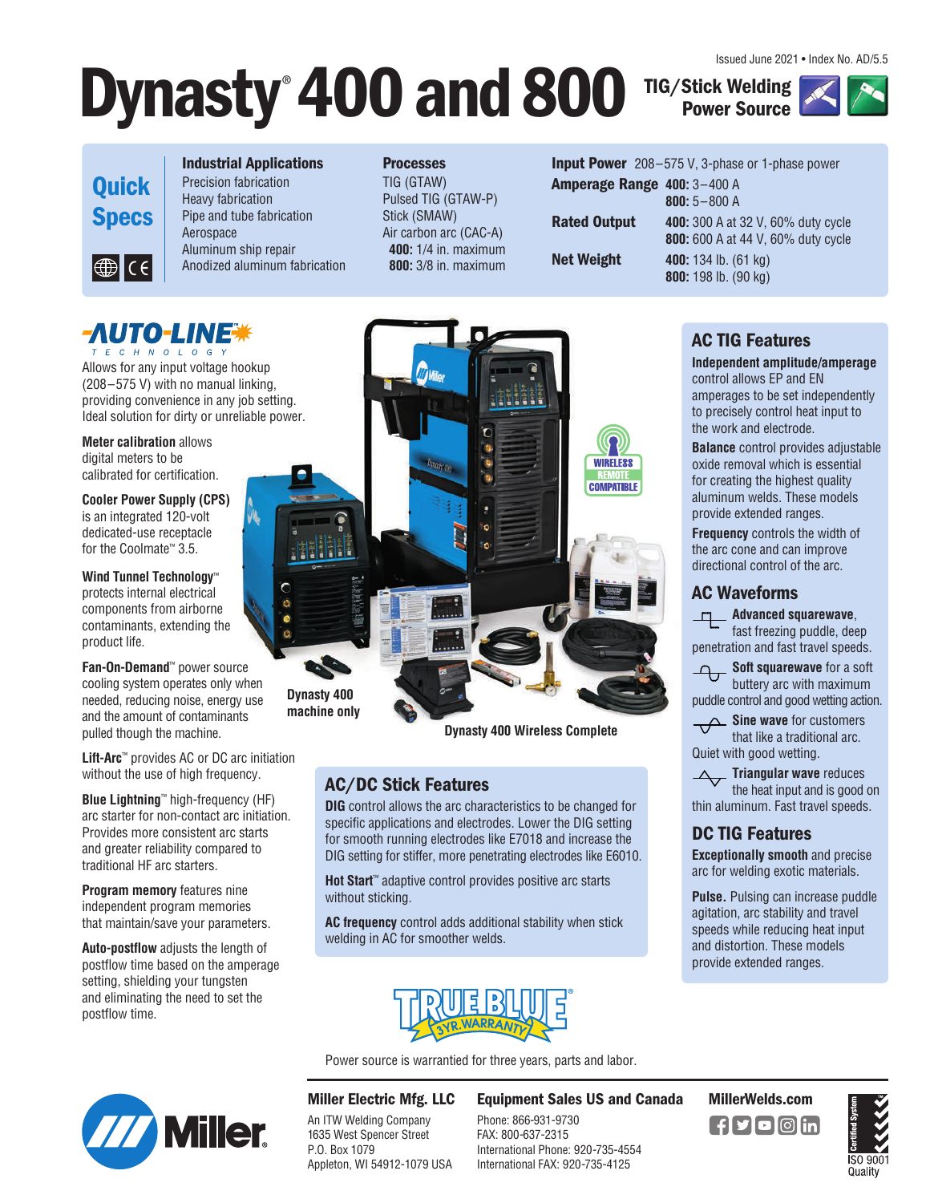Issued June 2021 • Index No. AD/5.5

# Dynasty® 400 and 800

**TIG/Stick Welding Power Source**

## Quick Specs

**Industrial Applications**
- Precision fabrication
- Heavy fabrication
- Pipe and tube fabrication
- Aerospace
- Aluminum ship repair
- Anodized aluminum fabrication

**Processes**
- TIG (GTAW)
- Pulsed TIG (GTAW-P)
- Stick (SMAW)
- Air carbon arc (CAC-A)
  - **400:** 1/4 in. maximum
  - **800:** 3/8 in. maximum

| | |
|---|---|
| **Input Power** | 208–575 V, 3-phase or 1-phase power |
| **Amperage Range** | **400:** 3–400 A<br>**800:** 5–800 A |
| **Rated Output** | **400:** 300 A at 32 V, 60% duty cycle<br>**800:** 600 A at 44 V, 60% duty cycle |
| **Net Weight** | **400:** 134 lb. (61 kg)<br>**800:** 198 lb. (90 kg) |

**AUTO-LINE™ TECHNOLOGY** Allows for any input voltage hookup (208–575 V) with no manual linking, providing convenience in any job setting. Ideal solution for dirty or unreliable power.

**Meter calibration** allows digital meters to be calibrated for certification.

**Cooler Power Supply (CPS)** is an integrated 120-volt dedicated-use receptacle for the Coolmate™ 3.5.

**Wind Tunnel Technology™** protects internal electrical components from airborne contaminants, extending the product life.

**Fan-On-Demand™** power source cooling system operates only when needed, reducing noise, energy use and the amount of contaminants pulled though the machine.

**Lift-Arc™** provides AC or DC arc initiation without the use of high frequency.

**Blue Lightning™** high-frequency (HF) arc starter for non-contact arc initiation. Provides more consistent arc starts and greater reliability compared to traditional HF arc starters.

**Program memory** features nine independent program memories that maintain/save your parameters.

**Auto-postflow** adjusts the length of postflow time based on the amperage setting, shielding your tungsten and eliminating the need to set the postflow time.

Dynasty 400 machine only

Dynasty 400 Wireless Complete

WIRELESS REMOTE COMPATIBLE

## AC/DC Stick Features

**DIG** control allows the arc characteristics to be changed for specific applications and electrodes. Lower the DIG setting for smooth running electrodes like E7018 and increase the DIG setting for stiffer, more penetrating electrodes like E6010.

**Hot Start™** adaptive control provides positive arc starts without sticking.

**AC frequency** control adds additional stability when stick welding in AC for smoother welds.

TRUE BLUE® 3 YR. WARRANTY

Power source is warrantied for three years, parts and labor.

## AC TIG Features

**Independent amplitude/amperage** control allows EP and EN amperages to be set independently to precisely control heat input to the work and electrode.

**Balance** control provides adjustable oxide removal which is essential for creating the highest quality aluminum welds. These models provide extended ranges.

**Frequency** controls the width of the arc cone and can improve directional control of the arc.

## AC Waveforms

**Advanced squarewave**, fast freezing puddle, deep penetration and fast travel speeds.

**Soft squarewave** for a soft buttery arc with maximum puddle control and good wetting action.

**Sine wave** for customers that like a traditional arc. Quiet with good wetting.

**Triangular wave** reduces the heat input and is good on thin aluminum. Fast travel speeds.

## DC TIG Features

**Exceptionally smooth** and precise arc for welding exotic materials.

**Pulse.** Pulsing can increase puddle agitation, arc stability and travel speeds while reducing heat input and distortion. These models provide extended ranges.

---

**Miller Electric Mfg. LLC**
An ITW Welding Company
1635 West Spencer Street
P.O. Box 1079
Appleton, WI 54912-1079 USA

**Equipment Sales US and Canada**
Phone: 866-931-9730
FAX: 800-637-2315
International Phone: 920-735-4554
International FAX: 920-735-4125

**MillerWelds.com**

Certified System ISO 9001 Quality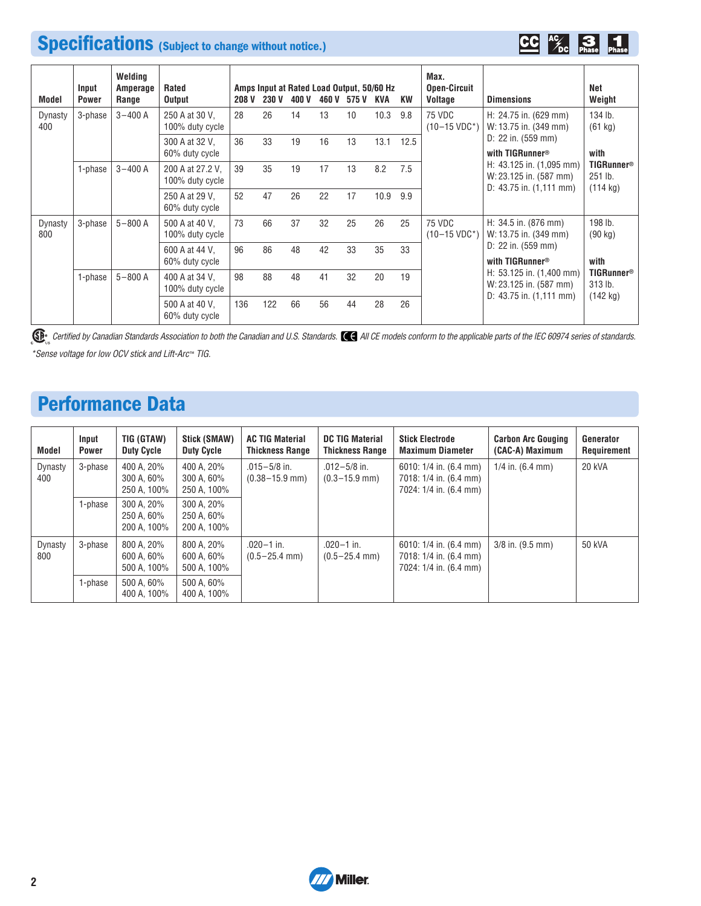## Specifications (Subject to change without notice.)

| Model | Input Power | Welding Amperage Range | Rated Output | Amps Input at Rated Load Output, 50/60 Hz | | | | | | | Max. Open-Circuit Voltage | Dimensions | Net Weight |
|---|---|---|---|---|---|---|---|---|---|---|---|---|---|
| | | | | 208 V | 230 V | 400 V | 460 V | 575 V | KVA | KW | | | |
| Dynasty 400 | 3-phase | 3–400 A | 250 A at 30 V, 100% duty cycle | 28 | 26 | 14 | 13 | 10 | 10.3 | 9.8 | 75 VDC (10–15 VDC*) | H: 24.75 in. (629 mm) W: 13.75 in. (349 mm) D: 22 in. (559 mm) **with TIGRunner®** H: 43.125 in. (1,095 mm) W: 23.125 in. (587 mm) D: 43.75 in. (1,111 mm) | 134 lb. (61 kg) **with TIGRunner®** 251 lb. (114 kg) |
| | | | 300 A at 32 V, 60% duty cycle | 36 | 33 | 19 | 16 | 13 | 13.1 | 12.5 | | | |
| | 1-phase | 3–400 A | 200 A at 27.2 V, 100% duty cycle | 39 | 35 | 19 | 17 | 13 | 8.2 | 7.5 | | | |
| | | | 250 A at 29 V, 60% duty cycle | 52 | 47 | 26 | 22 | 17 | 10.9 | 9.9 | | | |
| Dynasty 800 | 3-phase | 5–800 A | 500 A at 40 V, 100% duty cycle | 73 | 66 | 37 | 32 | 25 | 26 | 25 | 75 VDC (10–15 VDC*) | H: 34.5 in. (876 mm) W: 13.75 in. (349 mm) D: 22 in. (559 mm) **with TIGRunner®** H: 53.125 in. (1,400 mm) W: 23.125 in. (587 mm) D: 43.75 in. (1,111 mm) | 198 lb. (90 kg) **with TIGRunner®** 313 lb. (142 kg) |
| | | | 600 A at 44 V, 60% duty cycle | 96 | 86 | 48 | 42 | 33 | 35 | 33 | | | |
| | 1-phase | 5–800 A | 400 A at 34 V, 100% duty cycle | 98 | 88 | 48 | 41 | 32 | 20 | 19 | | | |
| | | | 500 A at 40 V, 60% duty cycle | 136 | 122 | 66 | 56 | 44 | 28 | 26 | | | |

*Certified by Canadian Standards Association to both the Canadian and U.S. Standards.* *All CE models conform to the applicable parts of the IEC 60974 series of standards.*

*\*Sense voltage for low OCV stick and Lift-Arc™ TIG.*

## Performance Data

| Model | Input Power | TIG (GTAW) Duty Cycle | Stick (SMAW) Duty Cycle | AC TIG Material Thickness Range | DC TIG Material Thickness Range | Stick Electrode Maximum Diameter | Carbon Arc Gouging (CAC-A) Maximum | Generator Requirement |
|---|---|---|---|---|---|---|---|---|
| Dynasty 400 | 3-phase | 400 A, 20% 300 A, 60% 250 A, 100% | 400 A, 20% 300 A, 60% 250 A, 100% | .015–5/8 in. (0.38–15.9 mm) | .012–5/8 in. (0.3–15.9 mm) | 6010: 1/4 in. (6.4 mm) 7018: 1/4 in. (6.4 mm) 7024: 1/4 in. (6.4 mm) | 1/4 in. (6.4 mm) | 20 kVA |
| | 1-phase | 300 A, 20% 250 A, 60% 200 A, 100% | 300 A, 20% 250 A, 60% 200 A, 100% | | | | | |
| Dynasty 800 | 3-phase | 800 A, 20% 600 A, 60% 500 A, 100% | 800 A, 20% 600 A, 60% 500 A, 100% | .020–1 in. (0.5–25.4 mm) | .020–1 in. (0.5–25.4 mm) | 6010: 1/4 in. (6.4 mm) 7018: 1/4 in. (6.4 mm) 7024: 1/4 in. (6.4 mm) | 3/8 in. (9.5 mm) | 50 kVA |
| | 1-phase | 500 A, 60% 400 A, 100% | 500 A, 60% 400 A, 100% | | | | | |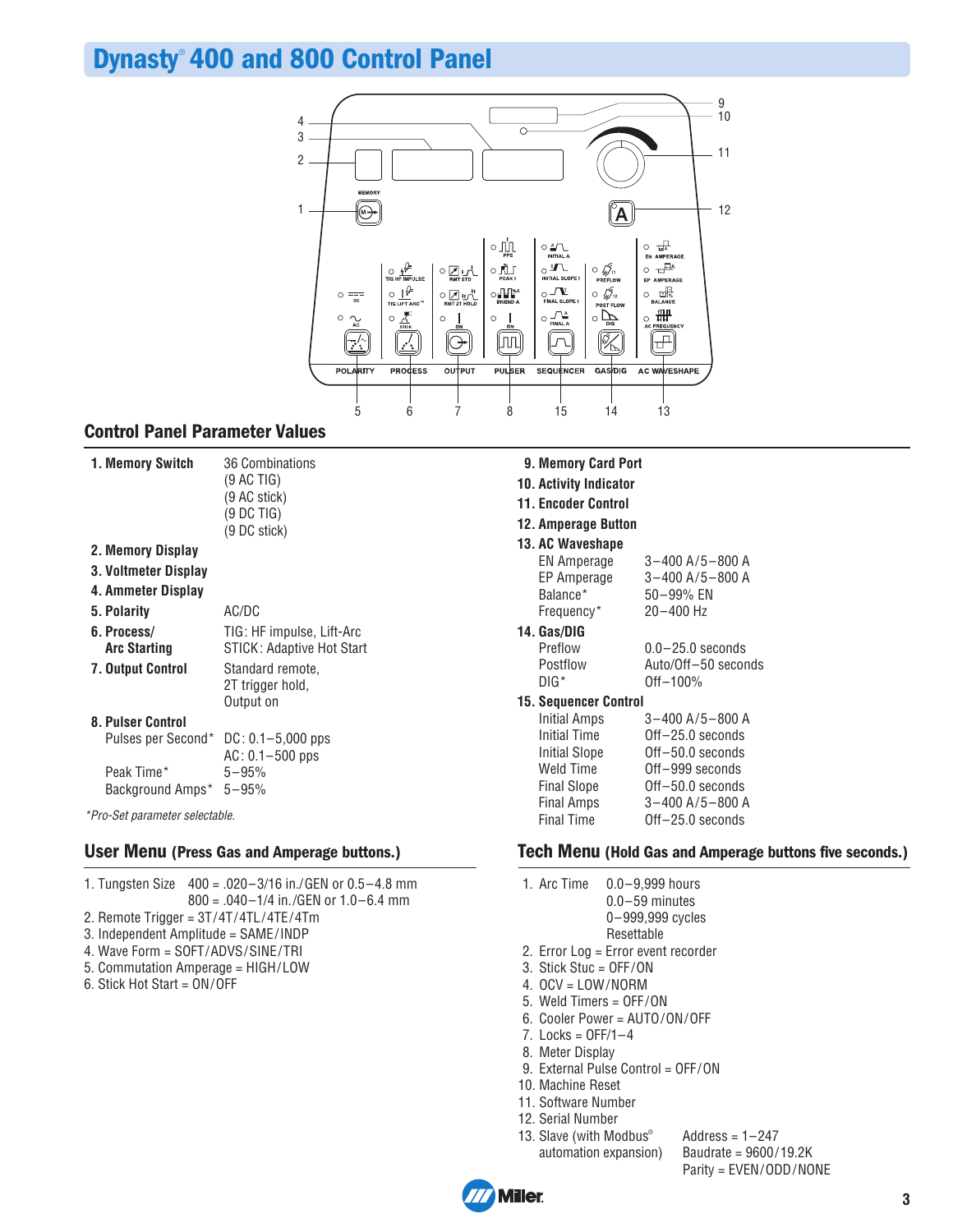# Dynasty® 400 and 800 Control Panel

## Control Panel Parameter Values

**1. Memory Switch** — 36 Combinations (9 AC TIG) (9 AC stick) (9 DC TIG) (9 DC stick)

**2. Memory Display**

**3. Voltmeter Display**

**4. Ammeter Display**

**5. Polarity** — AC/DC

**6. Process/ Arc Starting** — TIG: HF impulse, Lift-Arc; STICK: Adaptive Hot Start

**7. Output Control** — Standard remote, 2T trigger hold, Output on

**8. Pulser Control**

| | |
|---|---|
| Pulses per Second* | DC: 0.1–5,000 pps<br>AC: 0.1–500 pps |
| Peak Time* | 5–95% |
| Background Amps* | 5–95% |

*Pro-Set parameter selectable.*

**9. Memory Card Port**

**10. Activity Indicator**

**11. Encoder Control**

**12. Amperage Button**

**13. AC Waveshape**

| | |
|---|---|
| EN Amperage | 3–400 A/5–800 A |
| EP Amperage | 3–400 A/5–800 A |
| Balance* | 50–99% EN |
| Frequency* | 20–400 Hz |

**14. Gas/DIG**

| | |
|---|---|
| Preflow | 0.0–25.0 seconds |
| Postflow | Auto/Off–50 seconds |
| DIG* | Off–100% |

**15. Sequencer Control**

| | |
|---|---|
| Initial Amps | 3–400 A/5–800 A |
| Initial Time | Off–25.0 seconds |
| Initial Slope | Off–50.0 seconds |
| Weld Time | Off–999 seconds |
| Final Slope | Off–50.0 seconds |
| Final Amps | 3–400 A/5–800 A |
| Final Time | Off–25.0 seconds |

## User Menu (Press Gas and Amperage buttons.)

1. Tungsten Size 400 = .020–3/16 in./GEN or 0.5–4.8 mm
   800 = .040–1/4 in./GEN or 1.0–6.4 mm
2. Remote Trigger = 3T/4T/4TL/4TE/4Tm
3. Independent Amplitude = SAME/INDP
4. Wave Form = SOFT/ADVS/SINE/TRI
5. Commutation Amperage = HIGH/LOW
6. Stick Hot Start = ON/OFF

## Tech Menu (Hold Gas and Amperage buttons five seconds.)

1. Arc Time 0.0–9,999 hours
   0.0–59 minutes
   0–999,999 cycles
   Resettable
2. Error Log = Error event recorder
3. Stick Stuc = OFF/ON
4. OCV = LOW/NORM
5. Weld Timers = OFF/ON
6. Cooler Power = AUTO/ON/OFF
7. Locks = OFF/1–4
8. Meter Display
9. External Pulse Control = OFF/ON
10. Machine Reset
11. Software Number
12. Serial Number
13. Slave (with Modbus® automation expansion) Address = 1–247
    Baudrate = 9600/19.2K
    Parity = EVEN/ODD/NONE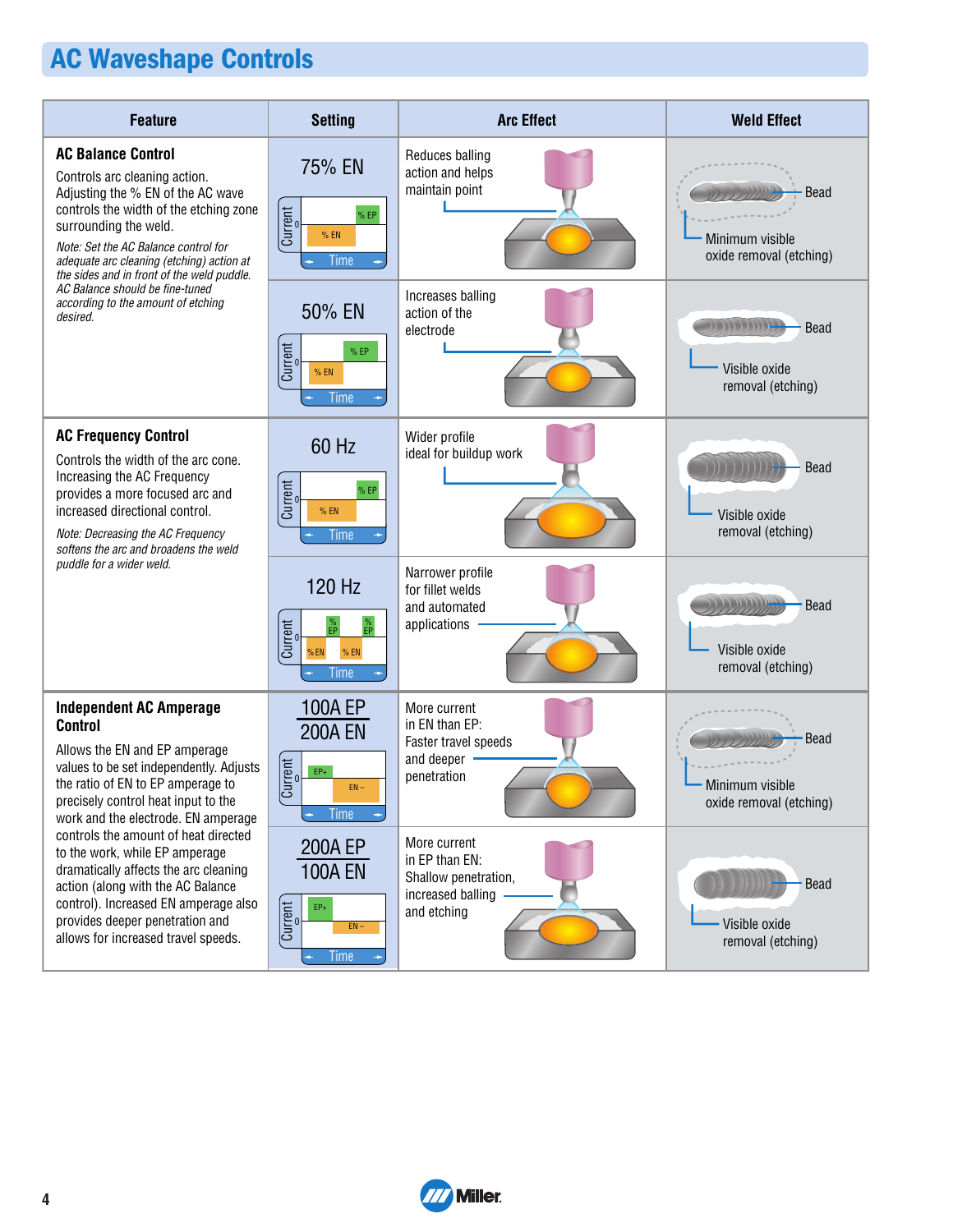# AC Waveshape Controls

| Feature | Setting | Arc Effect | Weld Effect |
|---|---|---|---|
| **AC Balance Control**<br>Controls arc cleaning action. Adjusting the % EN of the AC wave controls the width of the etching zone surrounding the weld.<br>*Note: Set the AC Balance control for adequate arc cleaning (etching) action at the sides and in front of the weld puddle. AC Balance should be fine-tuned according to the amount of etching desired.* | 75% EN | Reduces balling action and helps maintain point | Bead<br>Minimum visible oxide removal (etching) |
| | 50% EN | Increases balling action of the electrode | Bead<br>Visible oxide removal (etching) |
| **AC Frequency Control**<br>Controls the width of the arc cone. Increasing the AC Frequency provides a more focused arc and increased directional control.<br>*Note: Decreasing the AC Frequency softens the arc and broadens the weld puddle for a wider weld.* | 60 Hz | Wider profile ideal for buildup work | Bead<br>Visible oxide removal (etching) |
| | 120 Hz | Narrower profile for fillet welds and automated applications | Bead<br>Visible oxide removal (etching) |
| **Independent AC Amperage Control**<br>Allows the EN and EP amperage values to be set independently. Adjusts the ratio of EN to EP amperage to precisely control heat input to the work and the electrode. EN amperage controls the amount of heat directed to the work, while EP amperage dramatically affects the arc cleaning action (along with the AC Balance control). Increased EN amperage also provides deeper penetration and allows for increased travel speeds. | 100A EP<br>200A EN | More current in EN than EP: Faster travel speeds and deeper penetration | Bead<br>Minimum visible oxide removal (etching) |
| | 200A EP<br>100A EN | More current in EP than EN: Shallow penetration, increased balling and etching | Bead<br>Visible oxide removal (etching) |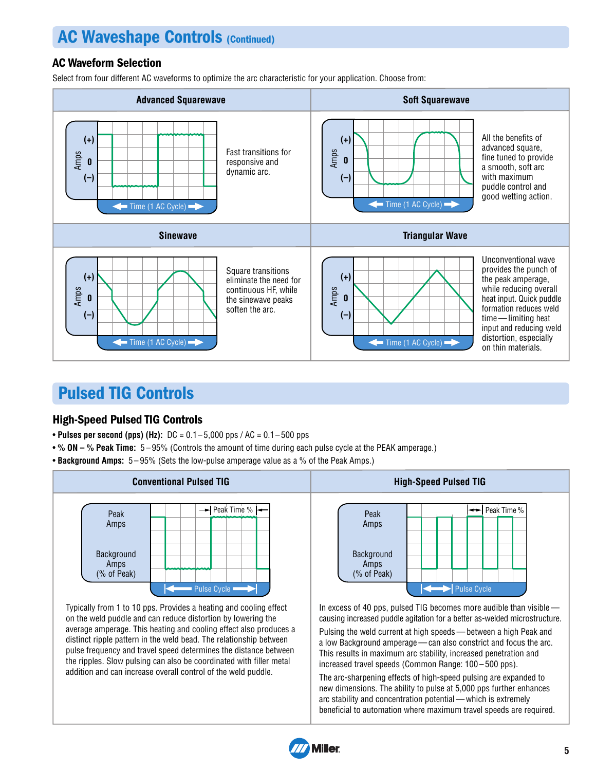## AC Waveshape Controls (Continued)

### AC Waveform Selection

Select from four different AC waveforms to optimize the arc characteristic for your application. Choose from:

| Advanced Squarewave | Soft Squarewave |
|---|---|
| Fast transitions for responsive and dynamic arc. | All the benefits of advanced square, fine tuned to provide a smooth, soft arc with maximum puddle control and good wetting action. |
| **Sinewave** | **Triangular Wave** |
| Square transitions eliminate the need for continuous HF, while the sinewave peaks soften the arc. | Unconventional wave provides the punch of the peak amperage, while reducing overall heat input. Quick puddle formation reduces weld time — limiting heat input and reducing weld distortion, especially on thin materials. |

## Pulsed TIG Controls

### High-Speed Pulsed TIG Controls

- **Pulses per second (pps) (Hz):** DC = 0.1 – 5,000 pps / AC = 0.1 – 500 pps
- **% ON – % Peak Time:** 5 – 95% (Controls the amount of time during each pulse cycle at the PEAK amperage.)
- **Background Amps:** 5 – 95% (Sets the low-pulse amperage value as a % of the Peak Amps.)

| Conventional Pulsed TIG | High-Speed Pulsed TIG |
|---|---|
| Typically from 1 to 10 pps. Provides a heating and cooling effect on the weld puddle and can reduce distortion by lowering the average amperage. This heating and cooling effect also produces a distinct ripple pattern in the weld bead. The relationship between pulse frequency and travel speed determines the distance between the ripples. Slow pulsing can also be coordinated with filler metal addition and can increase overall control of the weld puddle. | In excess of 40 pps, pulsed TIG becomes more audible than visible — causing increased puddle agitation for a better as-welded microstructure. Pulsing the weld current at high speeds — between a high Peak and a low Background amperage — can also constrict and focus the arc. This results in maximum arc stability, increased penetration and increased travel speeds (Common Range: 100 – 500 pps). The arc-sharpening effects of high-speed pulsing are expanded to new dimensions. The ability to pulse at 5,000 pps further enhances arc stability and concentration potential — which is extremely beneficial to automation where maximum travel speeds are required. |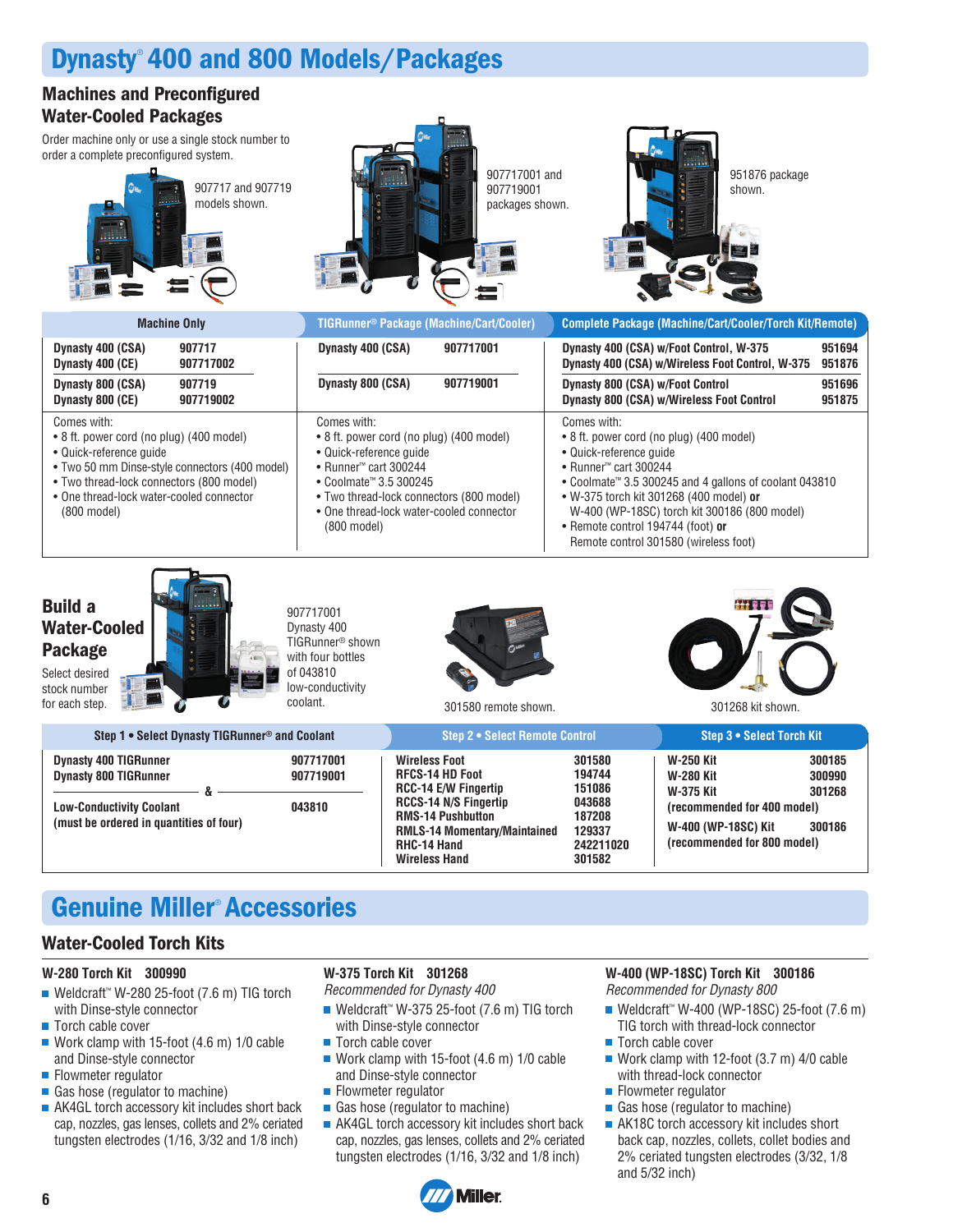# Dynasty® 400 and 800 Models/Packages

## Machines and Preconfigured Water-Cooled Packages

Order machine only or use a single stock number to order a complete preconfigured system.

907717 and 907719 models shown.

907717001 and 907719001 packages shown.

951876 package shown.

| Machine Only | | TIGRunner® Package (Machine/Cart/Cooler) | | Complete Package (Machine/Cart/Cooler/Torch Kit/Remote) | |
|---|---|---|---|---|---|
| **Dynasty 400 (CSA)** | **907717** | **Dynasty 400 (CSA)** | **907717001** | **Dynasty 400 (CSA) w/Foot Control, W-375** | **951694** |
| **Dynasty 400 (CE)** | **907717002** | | | **Dynasty 400 (CSA) w/Wireless Foot Control, W-375** | **951876** |
| **Dynasty 800 (CSA)** | **907719** | **Dynasty 800 (CSA)** | **907719001** | **Dynasty 800 (CSA) w/Foot Control** | **951696** |
| **Dynasty 800 (CE)** | **907719002** | | | **Dynasty 800 (CSA) w/Wireless Foot Control** | **951875** |
| Comes with:<br>• 8 ft. power cord (no plug) (400 model)<br>• Quick-reference guide<br>• Two 50 mm Dinse-style connectors (400 model)<br>• Two thread-lock connectors (800 model)<br>• One thread-lock water-cooled connector (800 model) | | Comes with:<br>• 8 ft. power cord (no plug) (400 model)<br>• Quick-reference guide<br>• Runner™ cart 300244<br>• Coolmate™ 3.5 300245<br>• Two thread-lock connectors (800 model)<br>• One thread-lock water-cooled connector (800 model) | | Comes with:<br>• 8 ft. power cord (no plug) (400 model)<br>• Quick-reference guide<br>• Runner™ cart 300244<br>• Coolmate™ 3.5 300245 and 4 gallons of coolant 043810<br>• W-375 torch kit 301268 (400 model) **or** W-400 (WP-18SC) torch kit 300186 (800 model)<br>• Remote control 194744 (foot) **or** Remote control 301580 (wireless foot) | |

## Build a Water-Cooled Package

Select desired stock number for each step.

907717001 Dynasty 400 TIGRunner® shown with four bottles of 043810 low-conductivity coolant.

301580 remote shown.

301268 kit shown.

| Step 1 • Select Dynasty TIGRunner® and Coolant | | Step 2 • Select Remote Control | | Step 3 • Select Torch Kit | |
|---|---|---|---|---|---|
| **Dynasty 400 TIGRunner** | **907717001** | **Wireless Foot** | **301580** | **W-250 Kit** | **300185** |
| **Dynasty 800 TIGRunner** | **907719001** | **RFCS-14 HD Foot** | **194744** | **W-280 Kit** | **300990** |
| **&** | | **RCC-14 E/W Fingertip** | **151086** | **W-375 Kit** | **301268** |
| **Low-Conductivity Coolant (must be ordered in quantities of four)** | **043810** | **RCCS-14 N/S Fingertip** | **043688** | **(recommended for 400 model)** | |
| | | **RMS-14 Pushbutton** | **187208** | **W-400 (WP-18SC) Kit** | **300186** |
| | | **RMLS-14 Momentary/Maintained** | **129337** | **(recommended for 800 model)** | |
| | | **RHC-14 Hand** | **242211020** | | |
| | | **Wireless Hand** | **301582** | | |

# Genuine Miller® Accessories

## Water-Cooled Torch Kits

### W-280 Torch Kit 300990

- Weldcraft™ W-280 25-foot (7.6 m) TIG torch with Dinse-style connector
- Torch cable cover
- Work clamp with 15-foot (4.6 m) 1/0 cable and Dinse-style connector
- Flowmeter regulator
- Gas hose (regulator to machine)
- AK4GL torch accessory kit includes short back cap, nozzles, gas lenses, collets and 2% ceriated tungsten electrodes (1/16, 3/32 and 1/8 inch)

### W-375 Torch Kit 301268

*Recommended for Dynasty 400*

- Weldcraft™ W-375 25-foot (7.6 m) TIG torch with Dinse-style connector
- Torch cable cover
- Work clamp with 15-foot (4.6 m) 1/0 cable and Dinse-style connector
- Flowmeter regulator
- Gas hose (regulator to machine)
- AK4GL torch accessory kit includes short back cap, nozzles, gas lenses, collets and 2% ceriated tungsten electrodes (1/16, 3/32 and 1/8 inch)

### W-400 (WP-18SC) Torch Kit 300186

*Recommended for Dynasty 800*

- Weldcraft™ W-400 (WP-18SC) 25-foot (7.6 m) TIG torch with thread-lock connector
- Torch cable cover
- Work clamp with 12-foot (3.7 m) 4/0 cable with thread-lock connector
- Flowmeter regulator
- Gas hose (regulator to machine)
- AK18C torch accessory kit includes short back cap, nozzles, collets, collet bodies and 2% ceriated tungsten electrodes (3/32, 1/8 and 5/32 inch)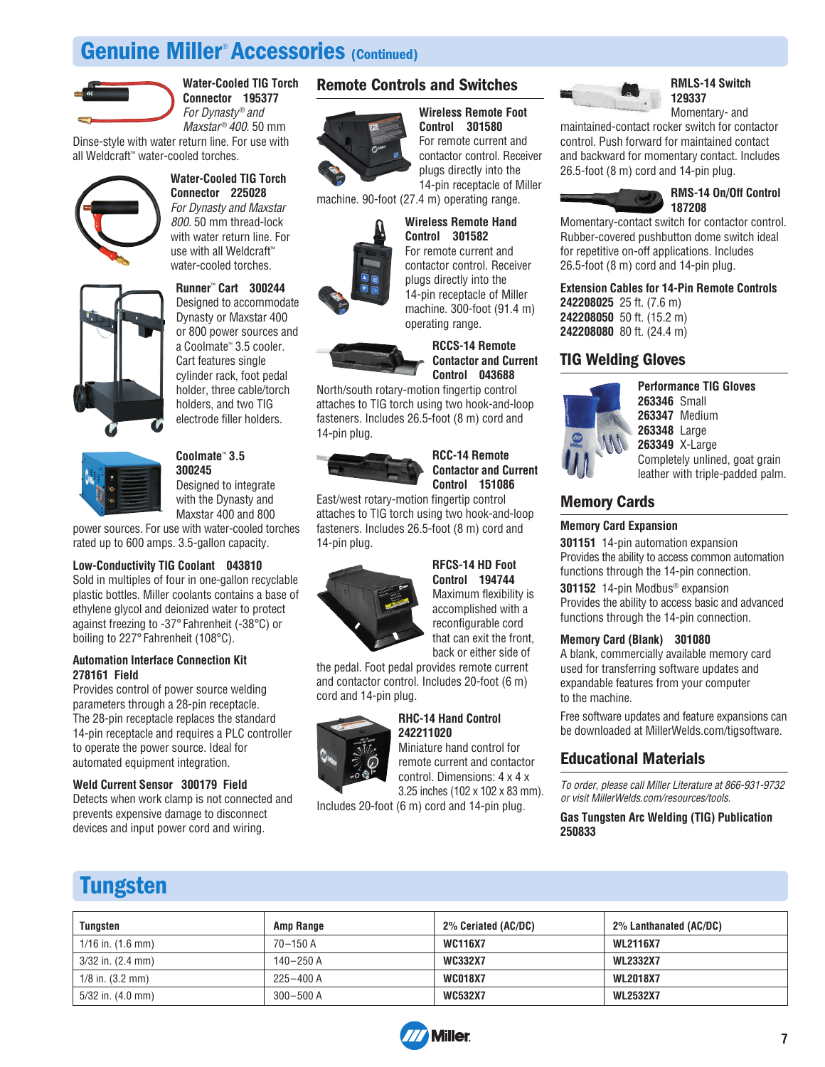# Genuine Miller® Accessories (Continued)

**Water-Cooled TIG Torch Connector 195377**
*For Dynasty® and Maxstar® 400.* 50 mm Dinse-style with water return line. For use with all Weldcraft™ water-cooled torches.

**Water-Cooled TIG Torch Connector 225028**
*For Dynasty and Maxstar 800.* 50 mm thread-lock with water return line. For use with all Weldcraft™ water-cooled torches.

**Runner™ Cart 300244**
Designed to accommodate Dynasty or Maxstar 400 or 800 power sources and a Coolmate™ 3.5 cooler. Cart features single cylinder rack, foot pedal holder, three cable/torch holders, and two TIG electrode filler holders.

**Coolmate™ 3.5 300245**
Designed to integrate with the Dynasty and Maxstar 400 and 800 power sources. For use with water-cooled torches rated up to 600 amps. 3.5-gallon capacity.

**Low-Conductivity TIG Coolant 043810**
Sold in multiples of four in one-gallon recyclable plastic bottles. Miller coolants contains a base of ethylene glycol and deionized water to protect against freezing to -37° Fahrenheit (-38°C) or boiling to 227° Fahrenheit (108°C).

**Automation Interface Connection Kit 278161 Field**
Provides control of power source welding parameters through a 28-pin receptacle. The 28-pin receptacle replaces the standard 14-pin receptacle and requires a PLC controller to operate the power source. Ideal for automated equipment integration.

**Weld Current Sensor 300179 Field**
Detects when work clamp is not connected and prevents expensive damage to disconnect devices and input power cord and wiring.

## Remote Controls and Switches

**Wireless Remote Foot Control 301580**
For remote current and contactor control. Receiver plugs directly into the 14-pin receptacle of Miller machine. 90-foot (27.4 m) operating range.

**Wireless Remote Hand Control 301582**
For remote current and contactor control. Receiver plugs directly into the 14-pin receptacle of Miller machine. 300-foot (91.4 m) operating range.

**RCCS-14 Remote Contactor and Current Control 043688**
North/south rotary-motion fingertip control attaches to TIG torch using two hook-and-loop fasteners. Includes 26.5-foot (8 m) cord and 14-pin plug.

**RCC-14 Remote Contactor and Current Control 151086**
East/west rotary-motion fingertip control attaches to TIG torch using two hook-and-loop fasteners. Includes 26.5-foot (8 m) cord and 14-pin plug.

**RFCS-14 HD Foot Control 194744**
Maximum flexibility is accomplished with a reconfigurable cord that can exit the front, back or either side of the pedal. Foot pedal provides remote current and contactor control. Includes 20-foot (6 m) cord and 14-pin plug.

**RHC-14 Hand Control 242211020**
Miniature hand control for remote current and contactor control. Dimensions: 4 x 4 x 3.25 inches (102 x 102 x 83 mm). Includes 20-foot (6 m) cord and 14-pin plug.

**RMLS-14 Switch 129337**
Momentary- and maintained-contact rocker switch for contactor control. Push forward for maintained contact and backward for momentary contact. Includes 26.5-foot (8 m) cord and 14-pin plug.

**RMS-14 On/Off Control 187208**
Momentary-contact switch for contactor control. Rubber-covered pushbutton dome switch ideal for repetitive on-off applications. Includes 26.5-foot (8 m) cord and 14-pin plug.

**Extension Cables for 14-Pin Remote Controls**
**242208025** 25 ft. (7.6 m)
**242208050** 50 ft. (15.2 m)
**242208080** 80 ft. (24.4 m)

## TIG Welding Gloves

**Performance TIG Gloves**
**263346** Small
**263347** Medium
**263348** Large
**263349** X-Large
Completely unlined, goat grain leather with triple-padded palm.

## Memory Cards

**Memory Card Expansion**

**301151** 14-pin automation expansion
Provides the ability to access common automation functions through the 14-pin connection.

**301152** 14-pin Modbus® expansion
Provides the ability to access basic and advanced functions through the 14-pin connection.

**Memory Card (Blank) 301080**
A blank, commercially available memory card used for transferring software updates and expandable features from your computer to the machine.

Free software updates and feature expansions can be downloaded at MillerWelds.com/tigsoftware.

## Educational Materials

*To order, please call Miller Literature at 866-931-9732 or visit MillerWelds.com/resources/tools.*

**Gas Tungsten Arc Welding (TIG) Publication 250833**

# Tungsten

| Tungsten | Amp Range | 2% Ceriated (AC/DC) | 2% Lanthanated (AC/DC) |
|---|---|---|---|
| 1/16 in. (1.6 mm) | 70–150 A | **WC116X7** | **WL2116X7** |
| 3/32 in. (2.4 mm) | 140–250 A | **WC332X7** | **WL2332X7** |
| 1/8 in. (3.2 mm) | 225–400 A | **WC018X7** | **WL2018X7** |
| 5/32 in. (4.0 mm) | 300–500 A | **WC532X7** | **WL2532X7** |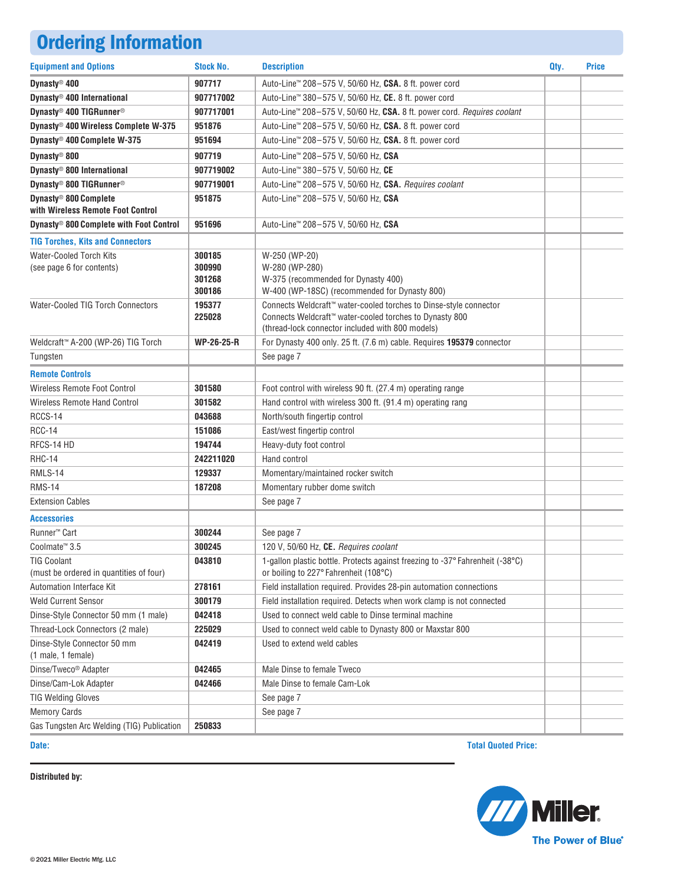# Ordering Information

| Equipment and Options | Stock No. | Description | Qty. | Price |
|---|---|---|---|---|
| **Dynasty® 400** | **907717** | Auto-Line™ 208–575 V, 50/60 Hz, **CSA.** 8 ft. power cord | | |
| **Dynasty® 400 International** | **907717002** | Auto-Line™ 380–575 V, 50/60 Hz, **CE.** 8 ft. power cord | | |
| **Dynasty® 400 TIGRunner®** | **907717001** | Auto-Line™ 208–575 V, 50/60 Hz, **CSA.** 8 ft. power cord. *Requires coolant* | | |
| **Dynasty® 400 Wireless Complete W-375** | **951876** | Auto-Line™ 208–575 V, 50/60 Hz, **CSA.** 8 ft. power cord | | |
| **Dynasty® 400 Complete W-375** | **951694** | Auto-Line™ 208–575 V, 50/60 Hz, **CSA.** 8 ft. power cord | | |
| **Dynasty® 800** | **907719** | Auto-Line™ 208–575 V, 50/60 Hz, **CSA** | | |
| **Dynasty® 800 International** | **907719002** | Auto-Line™ 380–575 V, 50/60 Hz, **CE** | | |
| **Dynasty® 800 TIGRunner®** | **907719001** | Auto-Line™ 208–575 V, 50/60 Hz, **CSA.** *Requires coolant* | | |
| **Dynasty® 800 Complete with Wireless Remote Foot Control** | **951875** | Auto-Line™ 208–575 V, 50/60 Hz, **CSA** | | |
| **Dynasty® 800 Complete with Foot Control** | **951696** | Auto-Line™ 208–575 V, 50/60 Hz, **CSA** | | |
| **TIG Torches, Kits and Connectors** | | | | |
| Water-Cooled Torch Kits (see page 6 for contents) | **300185**<br>**300990**<br>**301268**<br>**300186** | W-250 (WP-20)<br>W-280 (WP-280)<br>W-375 (recommended for Dynasty 400)<br>W-400 (WP-18SC) (recommended for Dynasty 800) | | |
| Water-Cooled TIG Torch Connectors | **195377**<br>**225028** | Connects Weldcraft™ water-cooled torches to Dinse-style connector<br>Connects Weldcraft™ water-cooled torches to Dynasty 800 (thread-lock connector included with 800 models) | | |
| Weldcraft™ A-200 (WP-26) TIG Torch | **WP-26-25-R** | For Dynasty 400 only. 25 ft. (7.6 m) cable. Requires **195379** connector | | |
| Tungsten | | See page 7 | | |
| **Remote Controls** | | | | |
| Wireless Remote Foot Control | **301580** | Foot control with wireless 90 ft. (27.4 m) operating range | | |
| Wireless Remote Hand Control | **301582** | Hand control with wireless 300 ft. (91.4 m) operating rang | | |
| RCCS-14 | **043688** | North/south fingertip control | | |
| RCC-14 | **151086** | East/west fingertip control | | |
| RFCS-14 HD | **194744** | Heavy-duty foot control | | |
| RHC-14 | **242211020** | Hand control | | |
| RMLS-14 | **129337** | Momentary/maintained rocker switch | | |
| RMS-14 | **187208** | Momentary rubber dome switch | | |
| Extension Cables | | See page 7 | | |
| **Accessories** | | | | |
| Runner™ Cart | **300244** | See page 7 | | |
| Coolmate™ 3.5 | **300245** | 120 V, 50/60 Hz, **CE.** *Requires coolant* | | |
| TIG Coolant (must be ordered in quantities of four) | **043810** | 1-gallon plastic bottle. Protects against freezing to -37° Fahrenheit (-38°C) or boiling to 227° Fahrenheit (108°C) | | |
| Automation Interface Kit | **278161** | Field installation required. Provides 28-pin automation connections | | |
| Weld Current Sensor | **300179** | Field installation required. Detects when work clamp is not connected | | |
| Dinse-Style Connector 50 mm (1 male) | **042418** | Used to connect weld cable to Dinse terminal machine | | |
| Thread-Lock Connectors (2 male) | **225029** | Used to connect weld cable to Dynasty 800 or Maxstar 800 | | |
| Dinse-Style Connector 50 mm (1 male, 1 female) | **042419** | Used to extend weld cables | | |
| Dinse/Tweco® Adapter | **042465** | Male Dinse to female Tweco | | |
| Dinse/Cam-Lok Adapter | **042466** | Male Dinse to female Cam-Lok | | |
| TIG Welding Gloves | | See page 7 | | |
| Memory Cards | | See page 7 | | |
| Gas Tungsten Arc Welding (TIG) Publication | **250833** | | | |

**Date:**

**Total Quoted Price:**

**Distributed by:**

Miller The Power of Blue®

© 2021 Miller Electric Mfg. LLC